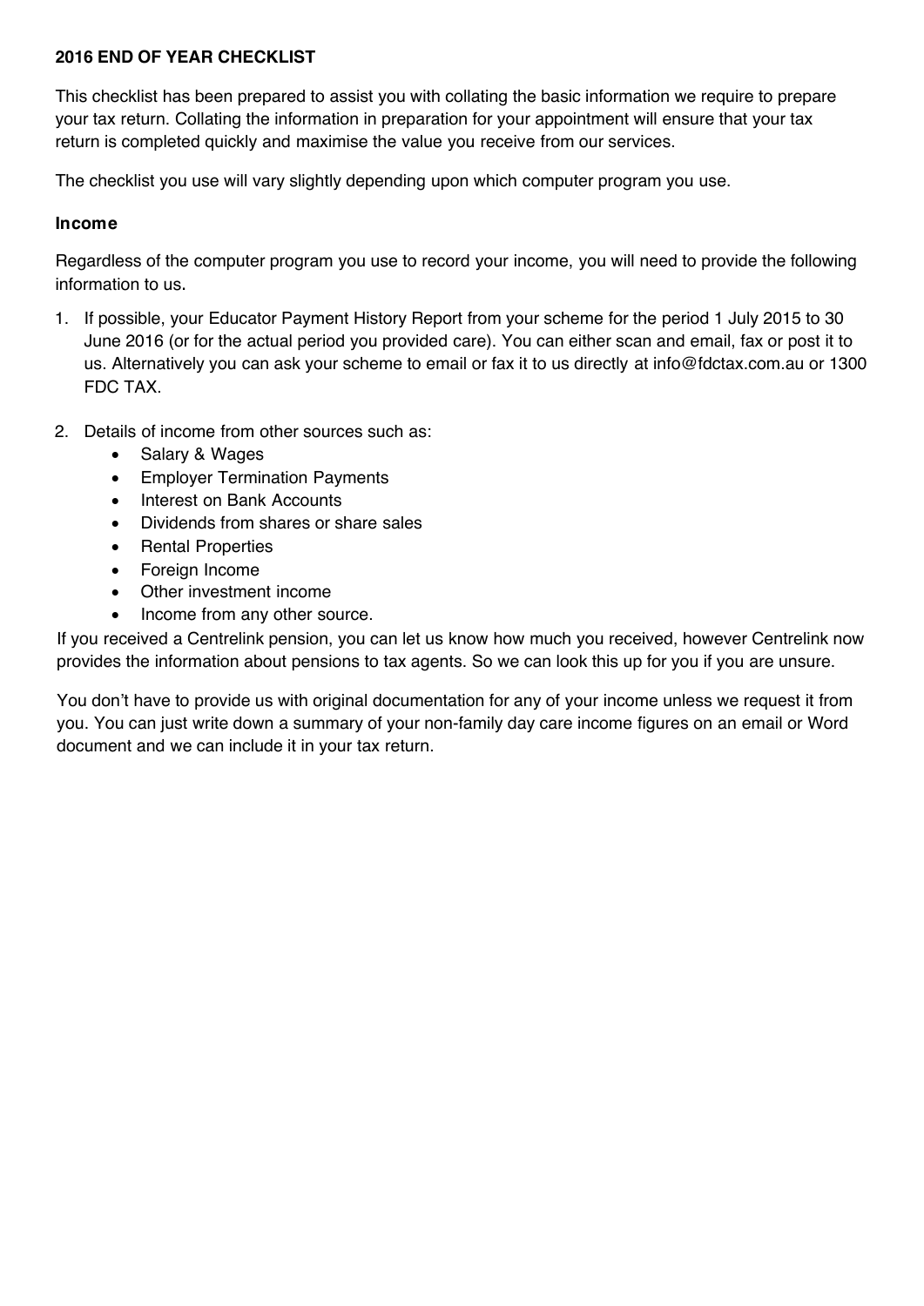**2016 END OF YEAR CHECKLIST**

This checklist has been prepared to assist you with collating the basic information we require to prepare your tax return. Collating the information in preparation for your appointment will ensure that your tax return is completed quickly and maximise the value you receive from our services.

The checklist you use will vary slightly depending upon which computer program you use.

### Income

Regardless of the computer program you use to record your income, you will need to provide the following information to us.

1. If possible, your Educator Payment History Report from your scheme for the period 1 July 2015 to 30 June 2016 (or for the actual period you provided care). You can either scan and email, fax or post it to us. Alternatively you can ask your scheme to email or fax it to us directly at info@fdctax.com.au or 1300 FDC TAX.

2. Details of income from other sources such as:
   - Salary & Wages
   - Employer Termination Payments
   - Interest on Bank Accounts
   - Dividends from shares or share sales
   - Rental Properties
   - Foreign Income
   - Other investment income
   - Income from any other source.

If you received a Centrelink pension, you can let us know how much you received, however Centrelink now provides the information about pensions to tax agents. So we can look this up for you if you are unsure.

You don't have to provide us with original documentation for any of your income unless we request it from you. You can just write down a summary of your non-family day care income figures on an email or Word document and we can include it in your tax return.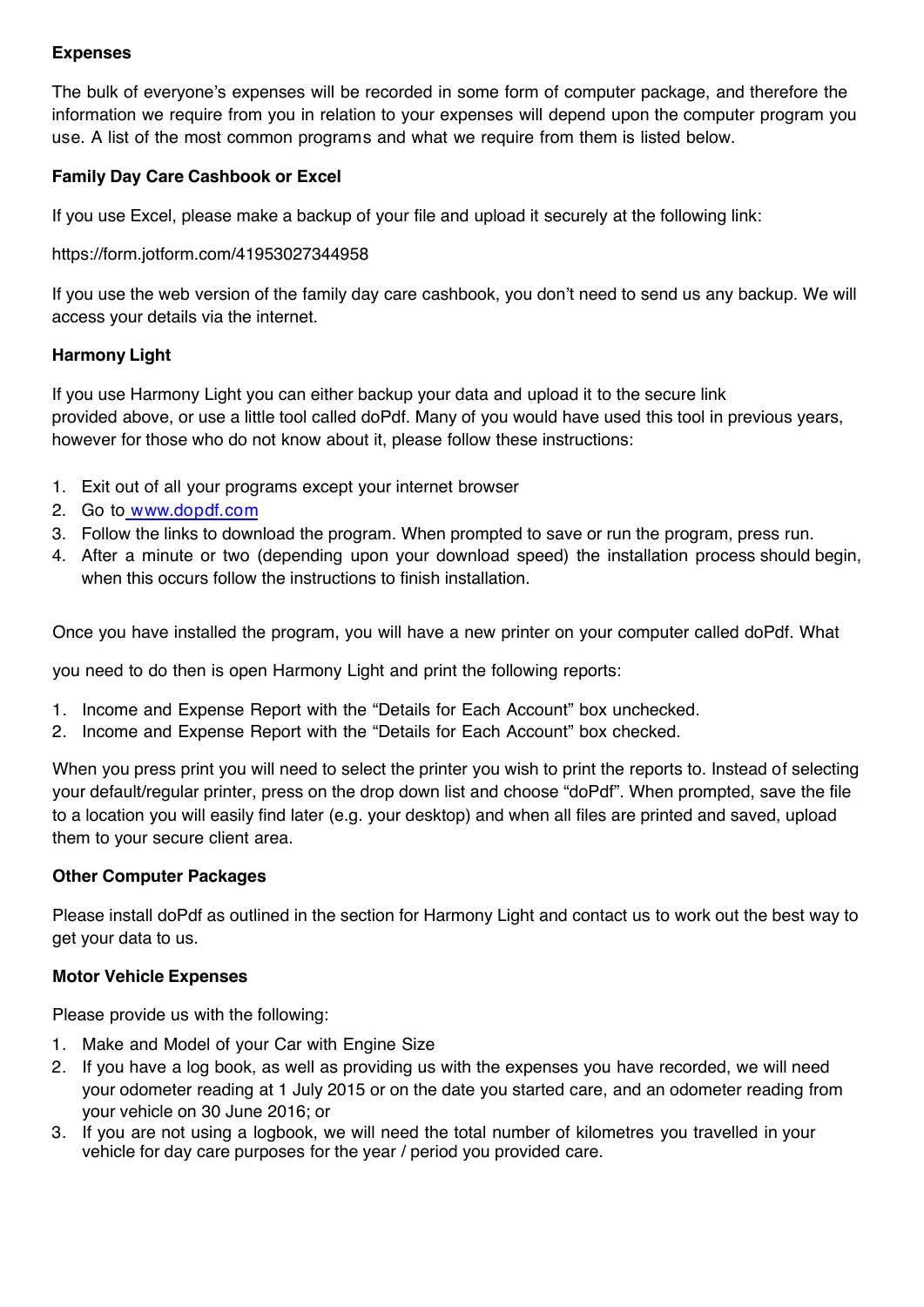**Expenses**

The bulk of everyone's expenses will be recorded in some form of computer package, and therefore the information we require from you in relation to your expenses will depend upon the computer program you use. A list of the most common programs and what we require from them is listed below.

**Family Day Care Cashbook or Excel**

If you use Excel, please make a backup of your file and upload it securely at the following link:

https://form.jotform.com/41953027344958

If you use the web version of the family day care cashbook, you don't need to send us any backup. We will access your details via the internet.

**Harmony Light**

If you use Harmony Light you can either backup your data and upload it to the secure link provided above, or use a little tool called doPdf. Many of you would have used this tool in previous years, however for those who do not know about it, please follow these instructions:

1. Exit out of all your programs except your internet browser
2. Go to www.dopdf.com
3. Follow the links to download the program. When prompted to save or run the program, press run.
4. After a minute or two (depending upon your download speed) the installation process should begin, when this occurs follow the instructions to finish installation.

Once you have installed the program, you will have a new printer on your computer called doPdf. What you need to do then is open Harmony Light and print the following reports:

1. Income and Expense Report with the "Details for Each Account" box unchecked.
2. Income and Expense Report with the "Details for Each Account" box checked.

When you press print you will need to select the printer you wish to print the reports to. Instead of selecting your default/regular printer, press on the drop down list and choose "doPdf". When prompted, save the file to a location you will easily find later (e.g. your desktop) and when all files are printed and saved, upload them to your secure client area.

**Other Computer Packages**

Please install doPdf as outlined in the section for Harmony Light and contact us to work out the best way to get your data to us.

**Motor Vehicle Expenses**

Please provide us with the following:

1. Make and Model of your Car with Engine Size
2. If you have a log book, as well as providing us with the expenses you have recorded, we will need your odometer reading at 1 July 2015 or on the date you started care, and an odometer reading from your vehicle on 30 June 2016; or
3. If you are not using a logbook, we will need the total number of kilometres you travelled in your vehicle for day care purposes for the year / period you provided care.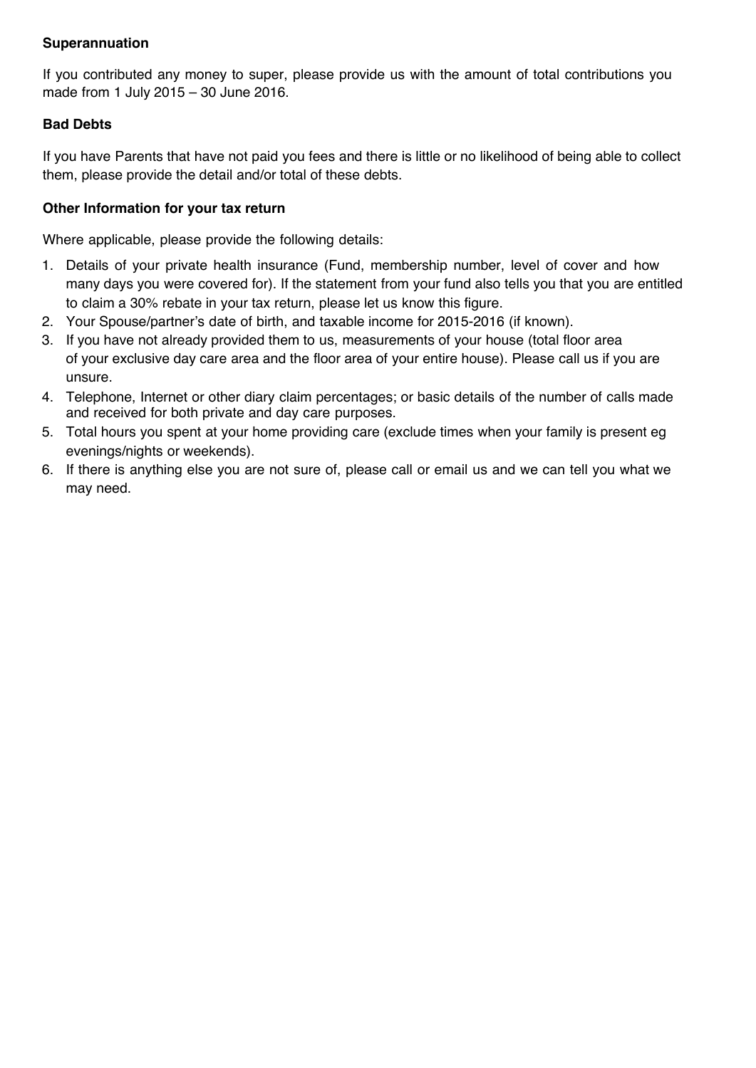**Superannuation**

If you contributed any money to super, please provide us with the amount of total contributions you made from 1 July 2015 – 30 June 2016.

**Bad Debts**

If you have Parents that have not paid you fees and there is little or no likelihood of being able to collect them, please provide the detail and/or total of these debts.

**Other Information for your tax return**

Where applicable, please provide the following details:

1. Details of your private health insurance (Fund, membership number, level of cover and how many days you were covered for). If the statement from your fund also tells you that you are entitled to claim a 30% rebate in your tax return, please let us know this figure.
2. Your Spouse/partner's date of birth, and taxable income for 2015-2016 (if known).
3. If you have not already provided them to us, measurements of your house (total floor area of your exclusive day care area and the floor area of your entire house). Please call us if you are unsure.
4. Telephone, Internet or other diary claim percentages; or basic details of the number of calls made and received for both private and day care purposes.
5. Total hours you spent at your home providing care (exclude times when your family is present eg evenings/nights or weekends).
6. If there is anything else you are not sure of, please call or email us and we can tell you what we may need.